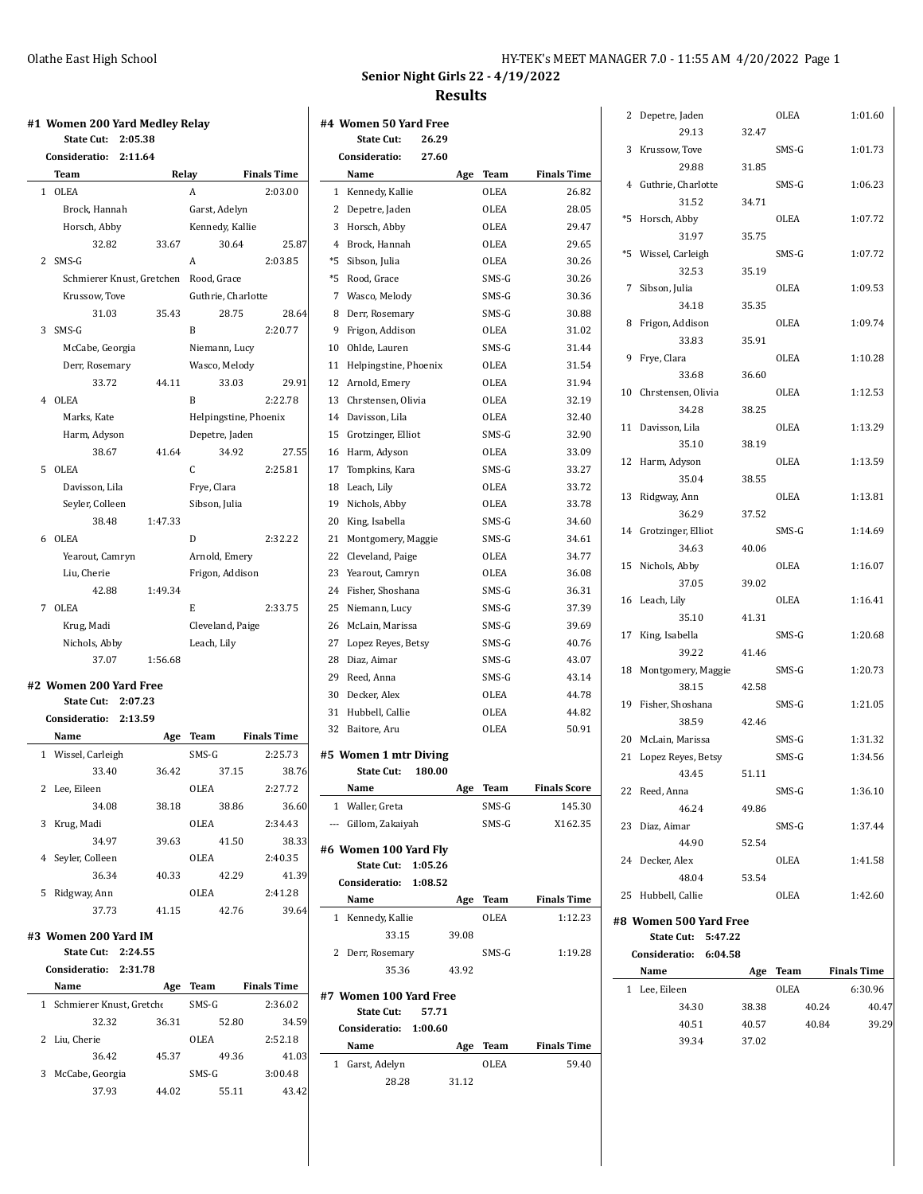## Senior Night Girls 22 - 4/19/2022

## Results

### #1 Women 200 Yard Medley Relay

**State Cut: 2:05.38**

**Consideratio: 2:11.64**

| | Team | Relay | Finals Time |
|---|---|---|---|
| 1 | OLEA | A | 2:03.00 |
| | Brock, Hannah | Garst, Adelyn | |
| | Horsch, Abby | Kennedy, Kallie | |
| | 32.82 33.67 | 30.64 | 25.87 |
| 2 | SMS-G | A | 2:03.85 |
| | Schmierer Knust, Gretchen | Rood, Grace | |
| | Krussow, Tove | Guthrie, Charlotte | |
| | 31.03 35.43 | 28.75 | 28.64 |
| 3 | SMS-G | B | 2:20.77 |
| | McCabe, Georgia | Niemann, Lucy | |
| | Derr, Rosemary | Wasco, Melody | |
| | 33.72 44.11 | 33.03 | 29.91 |
| 4 | OLEA | B | 2:22.78 |
| | Marks, Kate | Helpingstine, Phoenix | |
| | Harm, Adyson | Depetre, Jaden | |
| | 38.67 41.64 | 34.92 | 27.55 |
| 5 | OLEA | C | 2:25.81 |
| | Davisson, Lila | Frye, Clara | |
| | Seyler, Colleen | Sibson, Julia | |
| | 38.48 1:47.33 | | |
| 6 | OLEA | D | 2:32.22 |
| | Yearout, Camryn | Arnold, Emery | |
| | Liu, Cherie | Frigon, Addison | |
| | 42.88 1:49.34 | | |
| 7 | OLEA | E | 2:33.75 |
| | Krug, Madi | Cleveland, Paige | |
| | Nichols, Abby | Leach, Lily | |
| | 37.07 1:56.68 | | |

### #2 Women 200 Yard Free

**State Cut: 2:07.23**

**Consideratio: 2:13.59**

| | Name | Age | Team | Finals Time |
|---|---|---|---|---|
| 1 | Wissel, Carleigh | | SMS-G | 2:25.73 |
| | 33.40 36.42 37.15 38.76 | | | |
| 2 | Lee, Eileen | | OLEA | 2:27.72 |
| | 34.08 38.18 38.86 36.60 | | | |
| 3 | Krug, Madi | | OLEA | 2:34.43 |
| | 34.97 39.63 41.50 38.33 | | | |
| 4 | Seyler, Colleen | | OLEA | 2:40.35 |
| | 36.34 40.33 42.29 41.39 | | | |
| 5 | Ridgway, Ann | | OLEA | 2:41.28 |
| | 37.73 41.15 42.76 39.64 | | | |

### #3 Women 200 Yard IM

**State Cut: 2:24.55**

**Consideratio: 2:31.78**

| | Name | Age | Team | Finals Time |
|---|---|---|---|---|
| 1 | Schmierer Knust, Gretche | | SMS-G | 2:36.02 |
| | 32.32 36.31 52.80 34.59 | | | |
| 2 | Liu, Cherie | | OLEA | 2:52.18 |
| | 36.42 45.37 49.36 41.03 | | | |
| 3 | McCabe, Georgia | | SMS-G | 3:00.48 |
| | 37.93 44.02 55.11 43.42 | | | |

### #4 Women 50 Yard Free

**State Cut: 26.29**

**Consideratio: 27.60**

| | Name | Age | Team | Finals Time |
|---|---|---|---|---|
| 1 | Kennedy, Kallie | | OLEA | 26.82 |
| 2 | Depetre, Jaden | | OLEA | 28.05 |
| 3 | Horsch, Abby | | OLEA | 29.47 |
| 4 | Brock, Hannah | | OLEA | 29.65 |
| *5 | Sibson, Julia | | OLEA | 30.26 |
| *5 | Rood, Grace | | SMS-G | 30.26 |
| 7 | Wasco, Melody | | SMS-G | 30.36 |
| 8 | Derr, Rosemary | | SMS-G | 30.88 |
| 9 | Frigon, Addison | | OLEA | 31.02 |
| 10 | Ohlde, Lauren | | SMS-G | 31.44 |
| 11 | Helpingstine, Phoenix | | OLEA | 31.54 |
| 12 | Arnold, Emery | | OLEA | 31.94 |
| 13 | Chrstensen, Olivia | | OLEA | 32.19 |
| 14 | Davisson, Lila | | OLEA | 32.40 |
| 15 | Grotzinger, Elliot | | SMS-G | 32.90 |
| 16 | Harm, Adyson | | OLEA | 33.09 |
| 17 | Tompkins, Kara | | SMS-G | 33.27 |
| 18 | Leach, Lily | | OLEA | 33.72 |
| 19 | Nichols, Abby | | OLEA | 33.78 |
| 20 | King, Isabella | | SMS-G | 34.60 |
| 21 | Montgomery, Maggie | | SMS-G | 34.61 |
| 22 | Cleveland, Paige | | OLEA | 34.77 |
| 23 | Yearout, Camryn | | OLEA | 36.08 |
| 24 | Fisher, Shoshana | | SMS-G | 36.31 |
| 25 | Niemann, Lucy | | SMS-G | 37.39 |
| 26 | McLain, Marissa | | SMS-G | 39.69 |
| 27 | Lopez Reyes, Betsy | | SMS-G | 40.76 |
| 28 | Diaz, Aimar | | SMS-G | 43.07 |
| 29 | Reed, Anna | | SMS-G | 43.14 |
| 30 | Decker, Alex | | OLEA | 44.78 |
| 31 | Hubbell, Callie | | OLEA | 44.82 |
| 32 | Baitore, Aru | | OLEA | 50.91 |

### #5 Women 1 mtr Diving

**State Cut: 180.00**

| | Name | Age | Team | Finals Score |
|---|---|---|---|---|
| 1 | Waller, Greta | | SMS-G | 145.30 |
| --- | Gillom, Zakaiyah | | SMS-G | X162.35 |

### #6 Women 100 Yard Fly

**State Cut: 1:05.26**

**Consideratio: 1:08.52**

| | Name | Age | Team | Finals Time |
|---|---|---|---|---|
| 1 | Kennedy, Kallie | | OLEA | 1:12.23 |
| | 33.15 39.08 | | | |
| 2 | Derr, Rosemary | | SMS-G | 1:19.28 |
| | 35.36 43.92 | | | |

### #7 Women 100 Yard Free

**State Cut: 57.71**

**Consideratio: 1:00.60**

| | Name | Age | Team | Finals Time |
|---|---|---|---|---|
| 1 | Garst, Adelyn | | OLEA | 59.40 |
| | 28.28 31.12 | | | |
| 2 | Depetre, Jaden | | OLEA | 1:01.60 |
| | 29.13 32.47 | | | |
| 3 | Krussow, Tove | | SMS-G | 1:01.73 |
| | 29.88 31.85 | | | |
| 4 | Guthrie, Charlotte | | SMS-G | 1:06.23 |
| | 31.52 34.71 | | | |
| *5 | Horsch, Abby | | OLEA | 1:07.72 |
| | 31.97 35.75 | | | |
| *5 | Wissel, Carleigh | | SMS-G | 1:07.72 |
| | 32.53 35.19 | | | |
| 7 | Sibson, Julia | | OLEA | 1:09.53 |
| | 34.18 35.35 | | | |
| 8 | Frigon, Addison | | OLEA | 1:09.74 |
| | 33.83 35.91 | | | |
| 9 | Frye, Clara | | OLEA | 1:10.28 |
| | 33.68 36.60 | | | |
| 10 | Chrstensen, Olivia | | OLEA | 1:12.53 |
| | 34.28 38.25 | | | |
| 11 | Davisson, Lila | | OLEA | 1:13.29 |
| | 35.10 38.19 | | | |
| 12 | Harm, Adyson | | OLEA | 1:13.59 |
| | 35.04 38.55 | | | |
| 13 | Ridgway, Ann | | OLEA | 1:13.81 |
| | 36.29 37.52 | | | |
| 14 | Grotzinger, Elliot | | SMS-G | 1:14.69 |
| | 34.63 40.06 | | | |
| 15 | Nichols, Abby | | OLEA | 1:16.07 |
| | 37.05 39.02 | | | |
| 16 | Leach, Lily | | OLEA | 1:16.41 |
| | 35.10 41.31 | | | |
| 17 | King, Isabella | | SMS-G | 1:20.68 |
| | 39.22 41.46 | | | |
| 18 | Montgomery, Maggie | | SMS-G | 1:20.73 |
| | 38.15 42.58 | | | |
| 19 | Fisher, Shoshana | | SMS-G | 1:21.05 |
| | 38.59 42.46 | | | |
| 20 | McLain, Marissa | | SMS-G | 1:31.32 |
| 21 | Lopez Reyes, Betsy | | SMS-G | 1:34.56 |
| | 43.45 51.11 | | | |
| 22 | Reed, Anna | | SMS-G | 1:36.10 |
| | 46.24 49.86 | | | |
| 23 | Diaz, Aimar | | SMS-G | 1:37.44 |
| | 44.90 52.54 | | | |
| 24 | Decker, Alex | | OLEA | 1:41.58 |
| | 48.04 53.54 | | | |
| 25 | Hubbell, Callie | | OLEA | 1:42.60 |

### #8 Women 500 Yard Free

**State Cut: 5:47.22**

**Consideratio: 6:04.58**

| | Name | Age | Team | Finals Time |
|---|---|---|---|---|
| 1 | Lee, Eileen | | OLEA | 6:30.96 |
| | 34.30 38.38 40.24 40.47 | | | |
| | 40.51 40.57 40.84 39.29 | | | |
| | 39.34 37.02 | | | |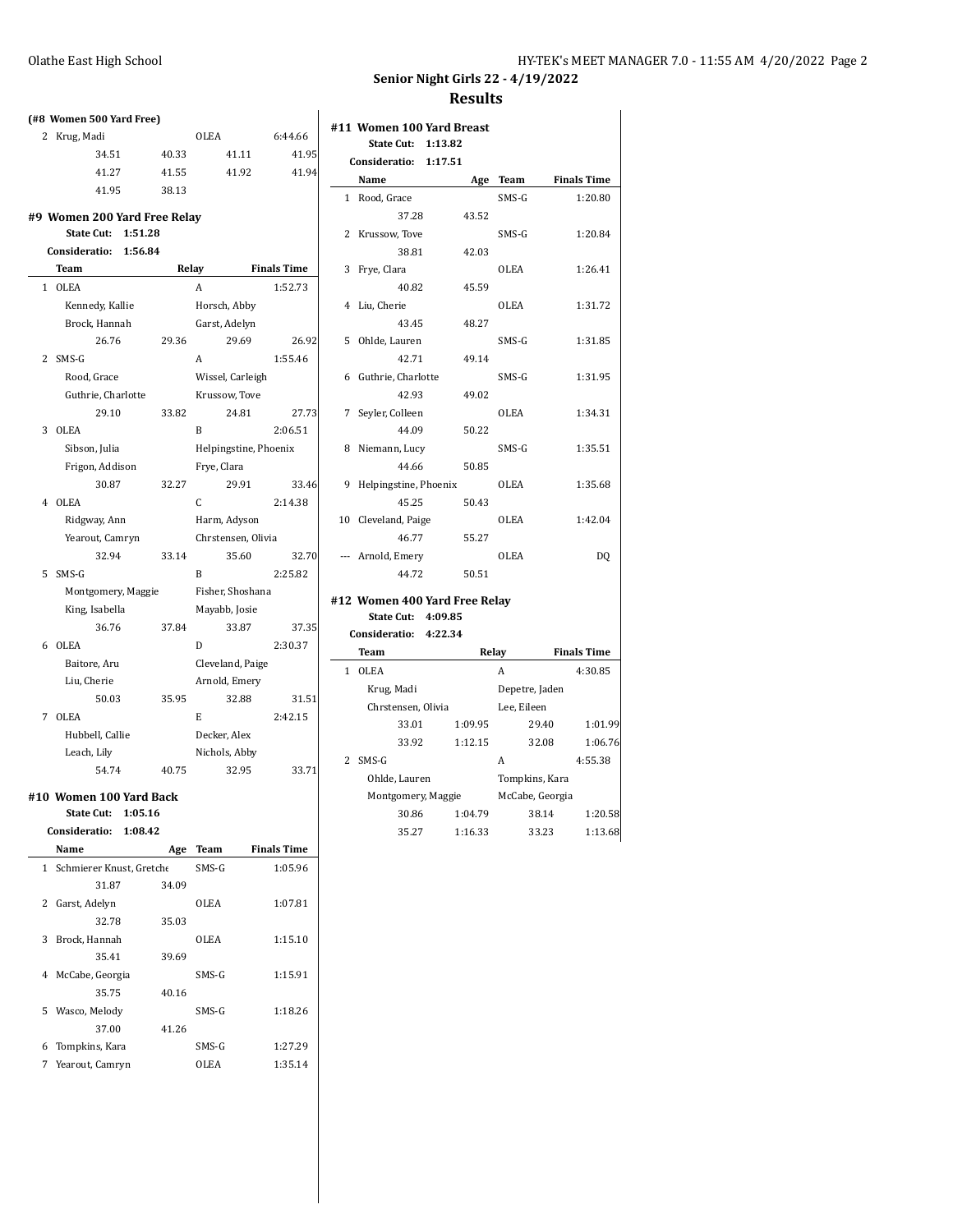## Senior Night Girls 22 - 4/19/2022

## Results

**(#8 Women 500 Yard Free)**

| | Name | Team | Finals Time |
|---|---|---|---|
| 2 | Krug, Madi | OLEA | 6:44.66 |
| | 34.51 40.33 41.11 41.95 | | |
| | 41.27 41.55 41.92 41.94 | | |
| | 41.95 38.13 | | |

### #9 Women 200 Yard Free Relay

**State Cut: 1:51.28**

**Consideratio: 1:56.84**

| | Team | Relay | Finals Time |
|---|---|---|---|
| 1 | OLEA | A | 1:52.73 |
| | Kennedy, Kallie | Horsch, Abby | |
| | Brock, Hannah | Garst, Adelyn | |
| | 26.76 29.36 | 29.69 26.92 | |
| 2 | SMS-G | A | 1:55.46 |
| | Rood, Grace | Wissel, Carleigh | |
| | Guthrie, Charlotte | Krussow, Tove | |
| | 29.10 33.82 | 24.81 27.73 | |
| 3 | OLEA | B | 2:06.51 |
| | Sibson, Julia | Helpingstine, Phoenix | |
| | Frigon, Addison | Frye, Clara | |
| | 30.87 32.27 | 29.91 33.46 | |
| 4 | OLEA | C | 2:14.38 |
| | Ridgway, Ann | Harm, Adyson | |
| | Yearout, Camryn | Chrstensen, Olivia | |
| | 32.94 33.14 | 35.60 32.70 | |
| 5 | SMS-G | B | 2:25.82 |
| | Montgomery, Maggie | Fisher, Shoshana | |
| | King, Isabella | Mayabb, Josie | |
| | 36.76 37.84 | 33.87 37.35 | |
| 6 | OLEA | D | 2:30.37 |
| | Baitore, Aru | Cleveland, Paige | |
| | Liu, Cherie | Arnold, Emery | |
| | 50.03 35.95 | 32.88 31.51 | |
| 7 | OLEA | E | 2:42.15 |
| | Hubbell, Callie | Decker, Alex | |
| | Leach, Lily | Nichols, Abby | |
| | 54.74 40.75 | 32.95 33.71 | |

### #10 Women 100 Yard Back

**State Cut: 1:05.16**

**Consideratio: 1:08.42**

| | Name | Age | Team | Finals Time |
|---|---|---|---|---|
| 1 | Schmierer Knust, Gretche | | SMS-G | 1:05.96 |
| | 31.87 | 34.09 | | |
| 2 | Garst, Adelyn | | OLEA | 1:07.81 |
| | 32.78 | 35.03 | | |
| 3 | Brock, Hannah | | OLEA | 1:15.10 |
| | 35.41 | 39.69 | | |
| 4 | McCabe, Georgia | | SMS-G | 1:15.91 |
| | 35.75 | 40.16 | | |
| 5 | Wasco, Melody | | SMS-G | 1:18.26 |
| | 37.00 | 41.26 | | |
| 6 | Tompkins, Kara | | SMS-G | 1:27.29 |
| 7 | Yearout, Camryn | | OLEA | 1:35.14 |

### #11 Women 100 Yard Breast

**State Cut: 1:13.82**

**Consideratio: 1:17.51**

| | Name | Age | Team | Finals Time |
|---|---|---|---|---|
| 1 | Rood, Grace | | SMS-G | 1:20.80 |
| | 37.28 | 43.52 | | |
| 2 | Krussow, Tove | | SMS-G | 1:20.84 |
| | 38.81 | 42.03 | | |
| 3 | Frye, Clara | | OLEA | 1:26.41 |
| | 40.82 | 45.59 | | |
| 4 | Liu, Cherie | | OLEA | 1:31.72 |
| | 43.45 | 48.27 | | |
| 5 | Ohlde, Lauren | | SMS-G | 1:31.85 |
| | 42.71 | 49.14 | | |
| 6 | Guthrie, Charlotte | | SMS-G | 1:31.95 |
| | 42.93 | 49.02 | | |
| 7 | Seyler, Colleen | | OLEA | 1:34.31 |
| | 44.09 | 50.22 | | |
| 8 | Niemann, Lucy | | SMS-G | 1:35.51 |
| | 44.66 | 50.85 | | |
| 9 | Helpingstine, Phoenix | | OLEA | 1:35.68 |
| | 45.25 | 50.43 | | |
| 10 | Cleveland, Paige | | OLEA | 1:42.04 |
| | 46.77 | 55.27 | | |
| --- | Arnold, Emery | | OLEA | DQ |
| | 44.72 | 50.51 | | |

### #12 Women 400 Yard Free Relay

**State Cut: 4:09.85**

**Consideratio: 4:22.34**

| | Team | Relay | Finals Time |
|---|---|---|---|
| 1 | OLEA | A | 4:30.85 |
| | Krug, Madi | Depetre, Jaden | |
| | Chrstensen, Olivia | Lee, Eileen | |
| | 33.01 1:09.95 | 29.40 1:01.99 | |
| | 33.92 1:12.15 | 32.08 1:06.76 | |
| 2 | SMS-G | A | 4:55.38 |
| | Ohlde, Lauren | Tompkins, Kara | |
| | Montgomery, Maggie | McCabe, Georgia | |
| | 30.86 1:04.79 | 38.14 1:20.58 | |
| | 35.27 1:16.33 | 33.23 1:13.68 | |